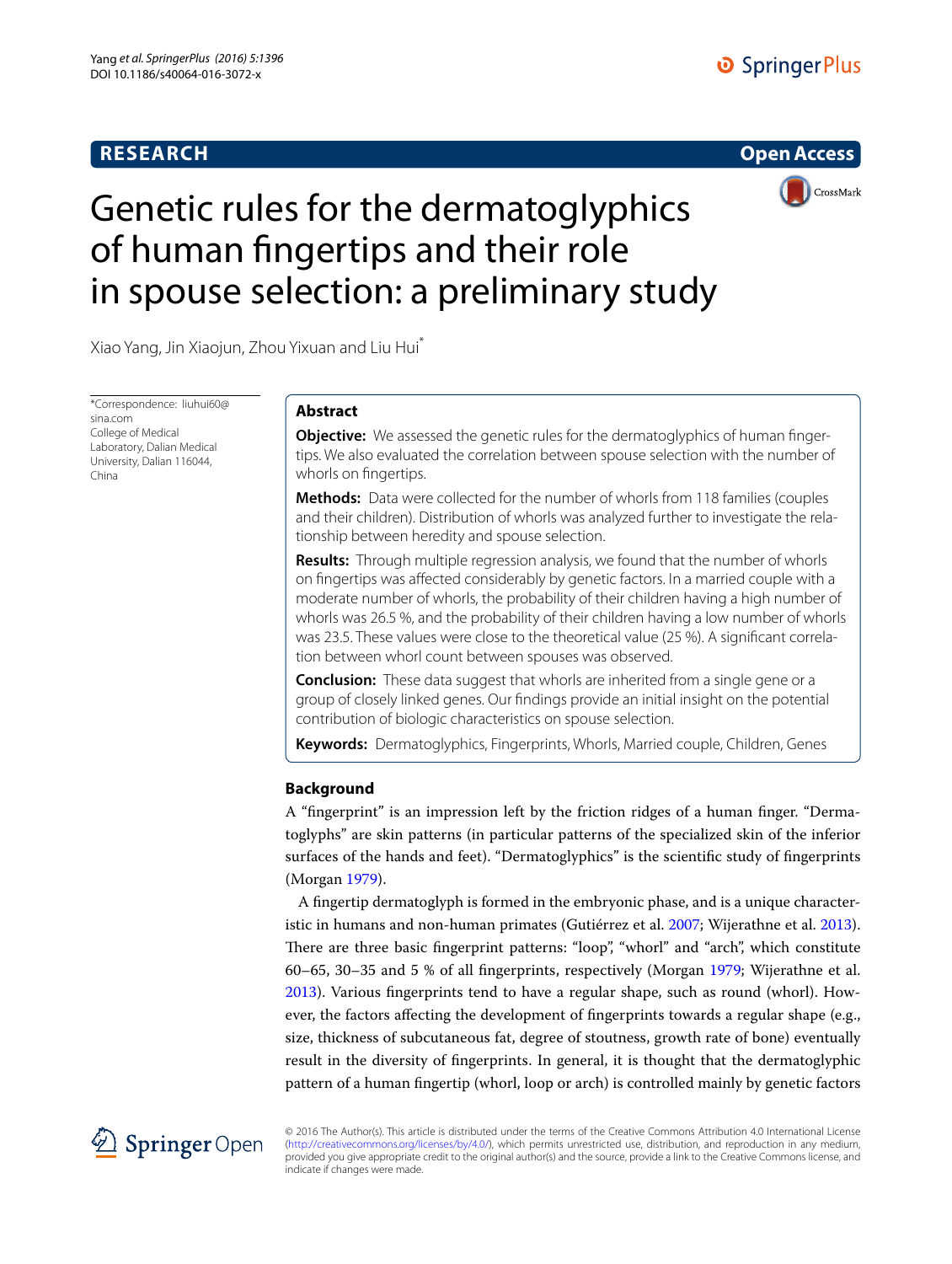RESEARCH

Open Access

# Genetic rules for the dermatoglyphics of human fingertips and their role in spouse selection: a preliminary study

Xiao Yang, Jin Xiaojun, Zhou Yixuan and Liu Hui*

*Correspondence: liuhui60@sina.com
College of Medical Laboratory, Dalian Medical University, Dalian 116044, China

## Abstract

**Objective:** We assessed the genetic rules for the dermatoglyphics of human fingertips. We also evaluated the correlation between spouse selection with the number of whorls on fingertips.

**Methods:** Data were collected for the number of whorls from 118 families (couples and their children). Distribution of whorls was analyzed further to investigate the relationship between heredity and spouse selection.

**Results:** Through multiple regression analysis, we found that the number of whorls on fingertips was affected considerably by genetic factors. In a married couple with a moderate number of whorls, the probability of their children having a high number of whorls was 26.5 %, and the probability of their children having a low number of whorls was 23.5. These values were close to the theoretical value (25 %). A significant correlation between whorl count between spouses was observed.

**Conclusion:** These data suggest that whorls are inherited from a single gene or a group of closely linked genes. Our findings provide an initial insight on the potential contribution of biologic characteristics on spouse selection.

**Keywords:** Dermatoglyphics, Fingerprints, Whorls, Married couple, Children, Genes

## Background

A "fingerprint" is an impression left by the friction ridges of a human finger. "Dermatoglyphs" are skin patterns (in particular patterns of the specialized skin of the inferior surfaces of the hands and feet). "Dermatoglyphics" is the scientific study of fingerprints (Morgan 1979).

A fingertip dermatoglyph is formed in the embryonic phase, and is a unique characteristic in humans and non-human primates (Gutiérrez et al. 2007; Wijerathne et al. 2013). There are three basic fingerprint patterns: "loop", "whorl" and "arch", which constitute 60–65, 30–35 and 5 % of all fingerprints, respectively (Morgan 1979; Wijerathne et al. 2013). Various fingerprints tend to have a regular shape, such as round (whorl). However, the factors affecting the development of fingerprints towards a regular shape (e.g., size, thickness of subcutaneous fat, degree of stoutness, growth rate of bone) eventually result in the diversity of fingerprints. In general, it is thought that the dermatoglyphic pattern of a human fingertip (whorl, loop or arch) is controlled mainly by genetic factors

© 2016 The Author(s). This article is distributed under the terms of the Creative Commons Attribution 4.0 International License (http://creativecommons.org/licenses/by/4.0/), which permits unrestricted use, distribution, and reproduction in any medium, provided you give appropriate credit to the original author(s) and the source, provide a link to the Creative Commons license, and indicate if changes were made.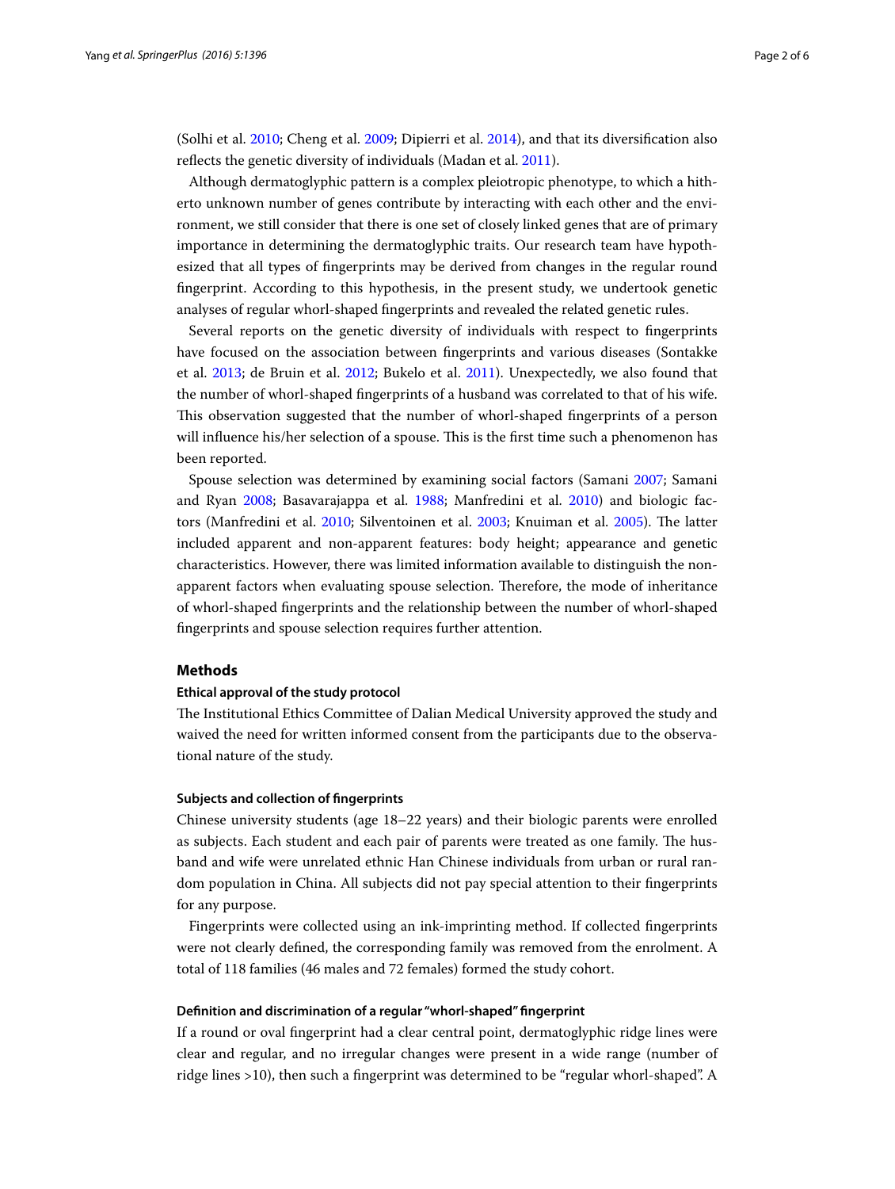(Solhi et al. 2010; Cheng et al. 2009; Dipierri et al. 2014), and that its diversification also reflects the genetic diversity of individuals (Madan et al. 2011).

Although dermatoglyphic pattern is a complex pleiotropic phenotype, to which a hitherto unknown number of genes contribute by interacting with each other and the environment, we still consider that there is one set of closely linked genes that are of primary importance in determining the dermatoglyphic traits. Our research team have hypothesized that all types of fingerprints may be derived from changes in the regular round fingerprint. According to this hypothesis, in the present study, we undertook genetic analyses of regular whorl-shaped fingerprints and revealed the related genetic rules.

Several reports on the genetic diversity of individuals with respect to fingerprints have focused on the association between fingerprints and various diseases (Sontakke et al. 2013; de Bruin et al. 2012; Bukelo et al. 2011). Unexpectedly, we also found that the number of whorl-shaped fingerprints of a husband was correlated to that of his wife. This observation suggested that the number of whorl-shaped fingerprints of a person will influence his/her selection of a spouse. This is the first time such a phenomenon has been reported.

Spouse selection was determined by examining social factors (Samani 2007; Samani and Ryan 2008; Basavarajappa et al. 1988; Manfredini et al. 2010) and biologic factors (Manfredini et al. 2010; Silventoinen et al. 2003; Knuiman et al. 2005). The latter included apparent and non-apparent features: body height; appearance and genetic characteristics. However, there was limited information available to distinguish the non-apparent factors when evaluating spouse selection. Therefore, the mode of inheritance of whorl-shaped fingerprints and the relationship between the number of whorl-shaped fingerprints and spouse selection requires further attention.

## Methods

### Ethical approval of the study protocol

The Institutional Ethics Committee of Dalian Medical University approved the study and waived the need for written informed consent from the participants due to the observational nature of the study.

### Subjects and collection of fingerprints

Chinese university students (age 18–22 years) and their biologic parents were enrolled as subjects. Each student and each pair of parents were treated as one family. The husband and wife were unrelated ethnic Han Chinese individuals from urban or rural random population in China. All subjects did not pay special attention to their fingerprints for any purpose.

Fingerprints were collected using an ink-imprinting method. If collected fingerprints were not clearly defined, the corresponding family was removed from the enrolment. A total of 118 families (46 males and 72 females) formed the study cohort.

### Definition and discrimination of a regular "whorl-shaped" fingerprint

If a round or oval fingerprint had a clear central point, dermatoglyphic ridge lines were clear and regular, and no irregular changes were present in a wide range (number of ridge lines >10), then such a fingerprint was determined to be "regular whorl-shaped". A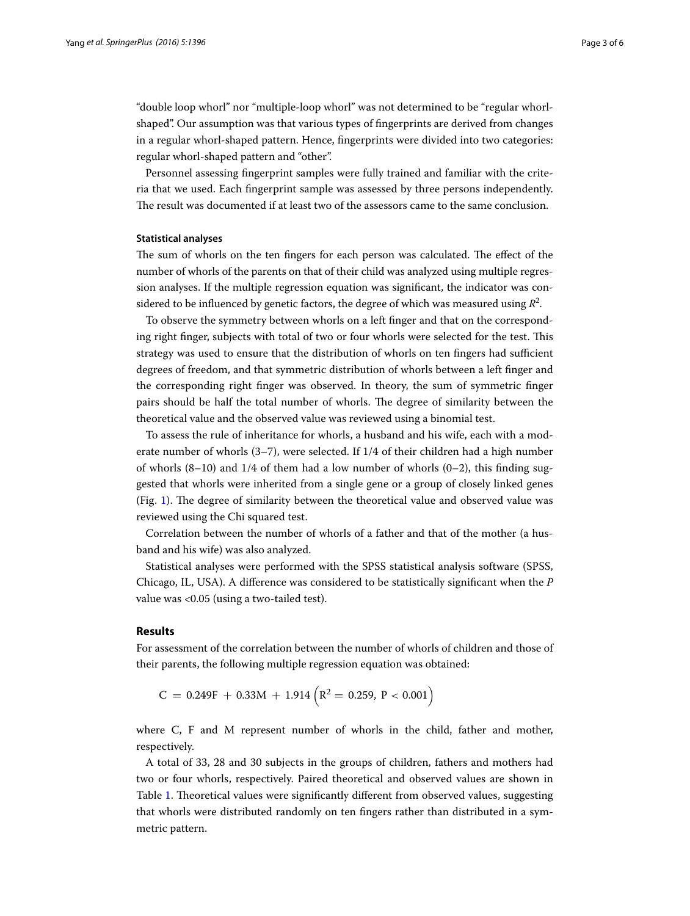"double loop whorl" nor "multiple-loop whorl" was not determined to be "regular whorl-shaped". Our assumption was that various types of fingerprints are derived from changes in a regular whorl-shaped pattern. Hence, fingerprints were divided into two categories: regular whorl-shaped pattern and "other".

Personnel assessing fingerprint samples were fully trained and familiar with the criteria that we used. Each fingerprint sample was assessed by three persons independently. The result was documented if at least two of the assessors came to the same conclusion.

### Statistical analyses

The sum of whorls on the ten fingers for each person was calculated. The effect of the number of whorls of the parents on that of their child was analyzed using multiple regression analyses. If the multiple regression equation was significant, the indicator was considered to be influenced by genetic factors, the degree of which was measured using $R^2$.

To observe the symmetry between whorls on a left finger and that on the corresponding right finger, subjects with total of two or four whorls were selected for the test. This strategy was used to ensure that the distribution of whorls on ten fingers had sufficient degrees of freedom, and that symmetric distribution of whorls between a left finger and the corresponding right finger was observed. In theory, the sum of symmetric finger pairs should be half the total number of whorls. The degree of similarity between the theoretical value and the observed value was reviewed using a binomial test.

To assess the rule of inheritance for whorls, a husband and his wife, each with a moderate number of whorls (3–7), were selected. If 1/4 of their children had a high number of whorls (8–10) and 1/4 of them had a low number of whorls (0–2), this finding suggested that whorls were inherited from a single gene or a group of closely linked genes (Fig. 1). The degree of similarity between the theoretical value and observed value was reviewed using the Chi squared test.

Correlation between the number of whorls of a father and that of the mother (a husband and his wife) was also analyzed.

Statistical analyses were performed with the SPSS statistical analysis software (SPSS, Chicago, IL, USA). A difference was considered to be statistically significant when the $P$ value was <0.05 (using a two-tailed test).

## Results

For assessment of the correlation between the number of whorls of children and those of their parents, the following multiple regression equation was obtained:

$$C = 0.249F + 0.33M + 1.914 \left(R^2 = 0.259,\ P < 0.001\right)$$

where C, F and M represent number of whorls in the child, father and mother, respectively.

A total of 33, 28 and 30 subjects in the groups of children, fathers and mothers had two or four whorls, respectively. Paired theoretical and observed values are shown in Table 1. Theoretical values were significantly different from observed values, suggesting that whorls were distributed randomly on ten fingers rather than distributed in a symmetric pattern.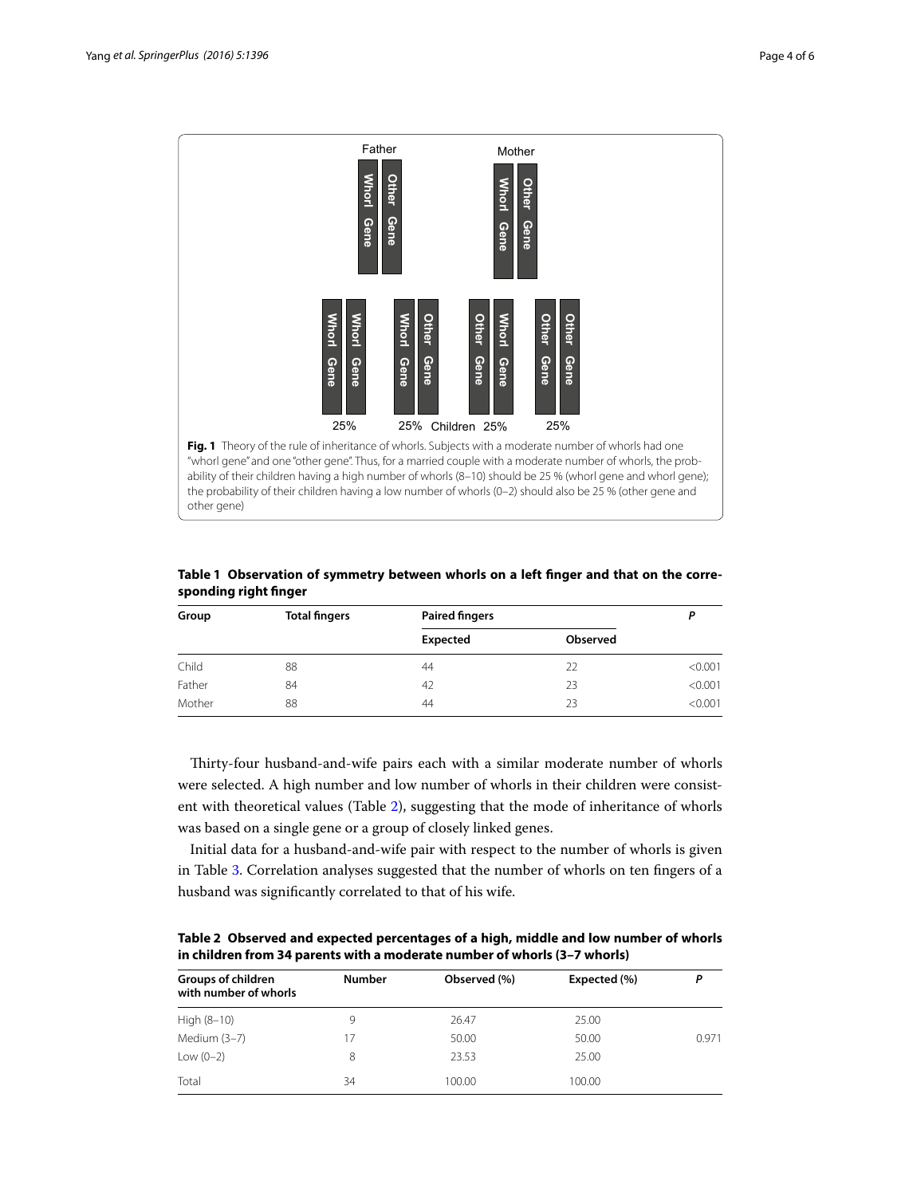**Fig. 1** Theory of the rule of inheritance of whorls. Subjects with a moderate number of whorls had one "whorl gene" and one "other gene". Thus, for a married couple with a moderate number of whorls, the probability of their children having a high number of whorls (8–10) should be 25 % (whorl gene and whorl gene); the probability of their children having a low number of whorls (0–2) should also be 25 % (other gene and other gene)

**Table 1 Observation of symmetry between whorls on a left finger and that on the corresponding right finger**

| Group | Total fingers | Paired fingers | | P |
|---|---|---|---|---|
| | | Expected | Observed | |
| Child | 88 | 44 | 22 | <0.001 |
| Father | 84 | 42 | 23 | <0.001 |
| Mother | 88 | 44 | 23 | <0.001 |

Thirty-four husband-and-wife pairs each with a similar moderate number of whorls were selected. A high number and low number of whorls in their children were consistent with theoretical values (Table 2), suggesting that the mode of inheritance of whorls was based on a single gene or a group of closely linked genes.

Initial data for a husband-and-wife pair with respect to the number of whorls is given in Table 3. Correlation analyses suggested that the number of whorls on ten fingers of a husband was significantly correlated to that of his wife.

**Table 2 Observed and expected percentages of a high, middle and low number of whorls in children from 34 parents with a moderate number of whorls (3–7 whorls)**

| Groups of children with number of whorls | Number | Observed (%) | Expected (%) | P |
|---|---|---|---|---|
| High (8–10) | 9 | 26.47 | 25.00 | |
| Medium (3–7) | 17 | 50.00 | 50.00 | 0.971 |
| Low (0–2) | 8 | 23.53 | 25.00 | |
| Total | 34 | 100.00 | 100.00 | |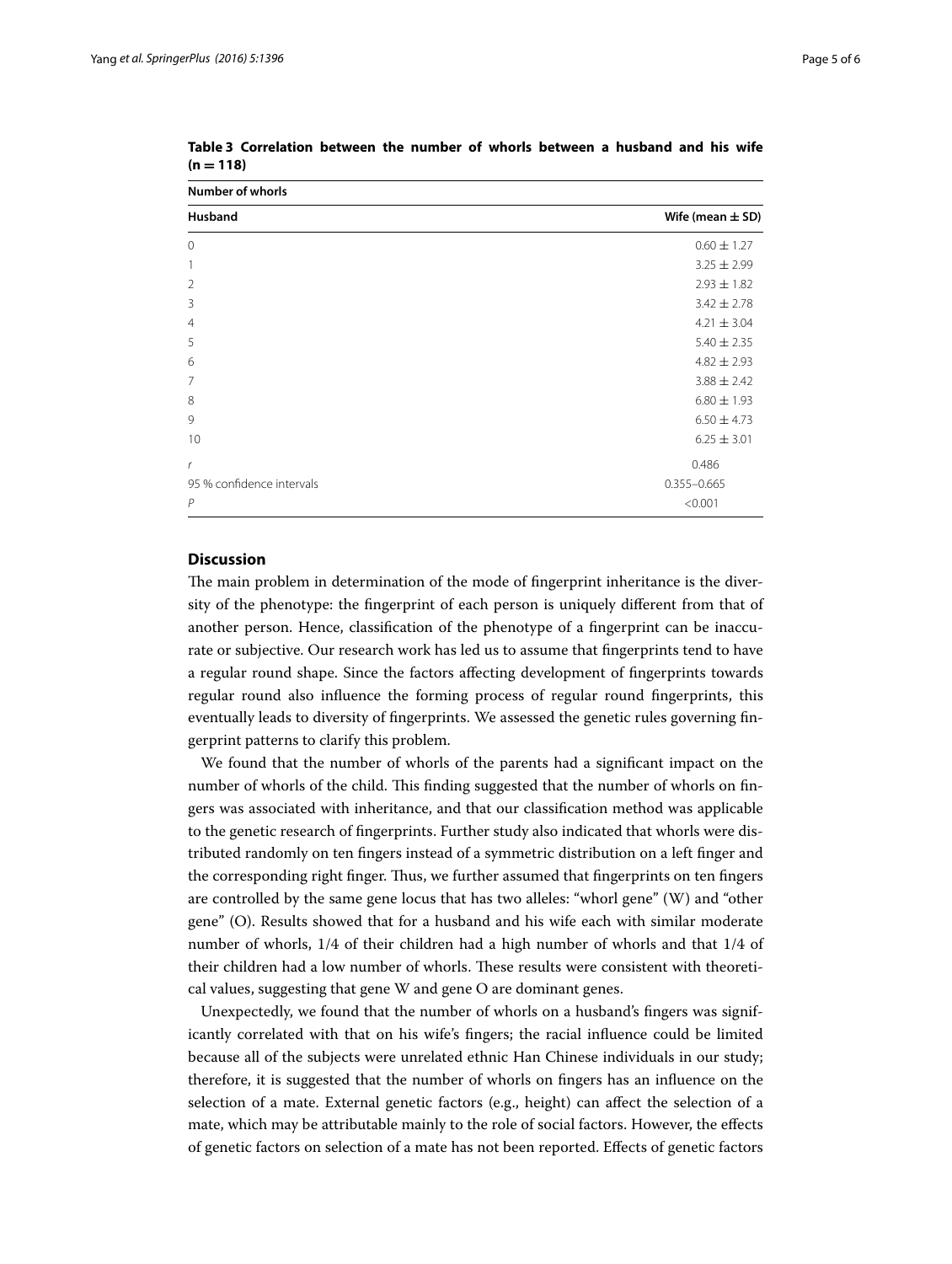**Table 3 Correlation between the number of whorls between a husband and his wife (n = 118)**

| Number of whorls | |
|---|---|
| **Husband** | **Wife (mean ± SD)** |
| 0 | 0.60 ± 1.27 |
| 1 | 3.25 ± 2.99 |
| 2 | 2.93 ± 1.82 |
| 3 | 3.42 ± 2.78 |
| 4 | 4.21 ± 3.04 |
| 5 | 5.40 ± 2.35 |
| 6 | 4.82 ± 2.93 |
| 7 | 3.88 ± 2.42 |
| 8 | 6.80 ± 1.93 |
| 9 | 6.50 ± 4.73 |
| 10 | 6.25 ± 3.01 |
| *r* | 0.486 |
| 95 % confidence intervals | 0.355–0.665 |
| *P* | <0.001 |

## Discussion

The main problem in determination of the mode of fingerprint inheritance is the diversity of the phenotype: the fingerprint of each person is uniquely different from that of another person. Hence, classification of the phenotype of a fingerprint can be inaccurate or subjective. Our research work has led us to assume that fingerprints tend to have a regular round shape. Since the factors affecting development of fingerprints towards regular round also influence the forming process of regular round fingerprints, this eventually leads to diversity of fingerprints. We assessed the genetic rules governing fingerprint patterns to clarify this problem.

We found that the number of whorls of the parents had a significant impact on the number of whorls of the child. This finding suggested that the number of whorls on fingers was associated with inheritance, and that our classification method was applicable to the genetic research of fingerprints. Further study also indicated that whorls were distributed randomly on ten fingers instead of a symmetric distribution on a left finger and the corresponding right finger. Thus, we further assumed that fingerprints on ten fingers are controlled by the same gene locus that has two alleles: "whorl gene" (W) and "other gene" (O). Results showed that for a husband and his wife each with similar moderate number of whorls, 1/4 of their children had a high number of whorls and that 1/4 of their children had a low number of whorls. These results were consistent with theoretical values, suggesting that gene W and gene O are dominant genes.

Unexpectedly, we found that the number of whorls on a husband's fingers was significantly correlated with that on his wife's fingers; the racial influence could be limited because all of the subjects were unrelated ethnic Han Chinese individuals in our study; therefore, it is suggested that the number of whorls on fingers has an influence on the selection of a mate. External genetic factors (e.g., height) can affect the selection of a mate, which may be attributable mainly to the role of social factors. However, the effects of genetic factors on selection of a mate has not been reported. Effects of genetic factors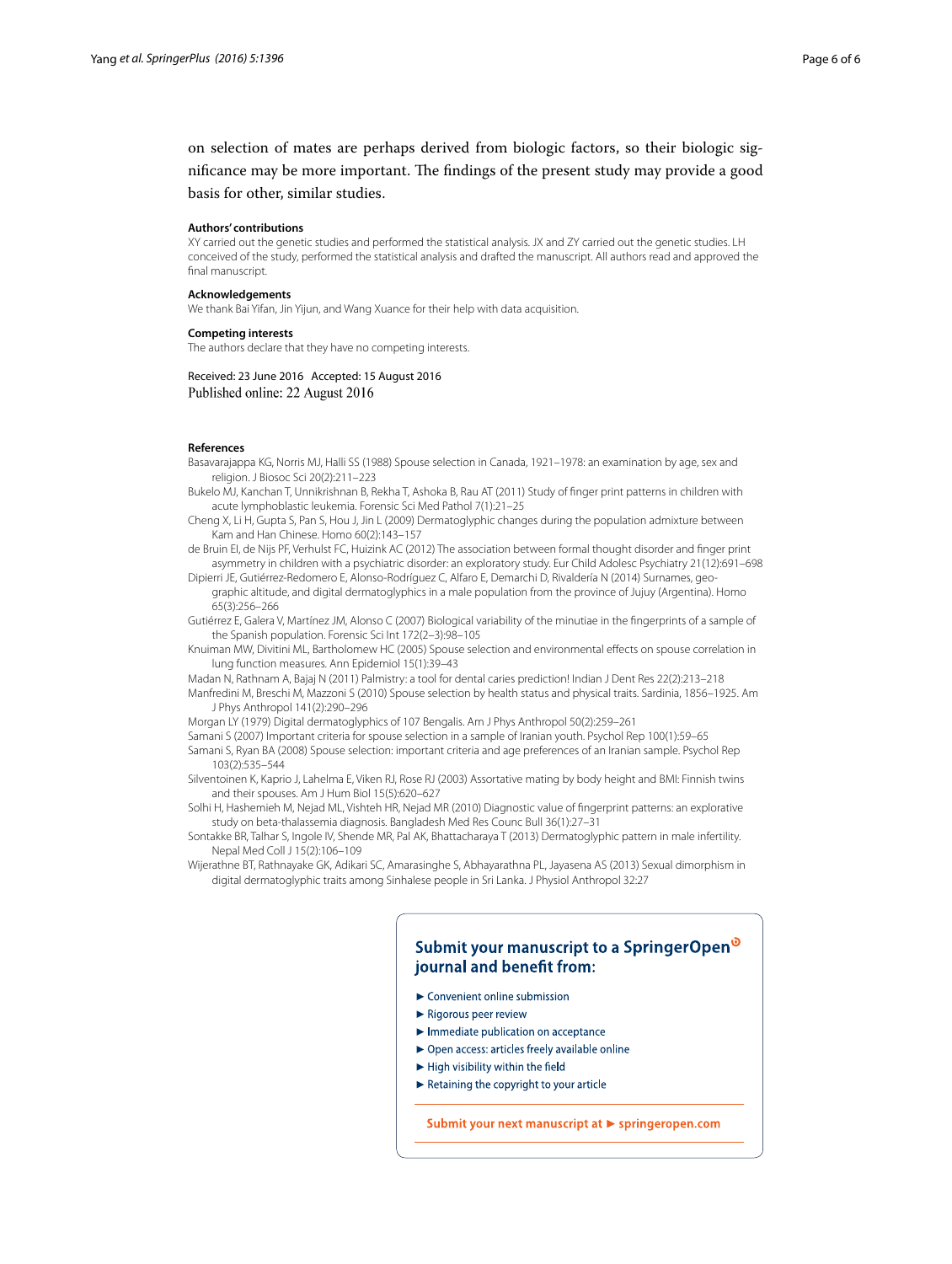on selection of mates are perhaps derived from biologic factors, so their biologic significance may be more important. The findings of the present study may provide a good basis for other, similar studies.

### Authors' contributions

XY carried out the genetic studies and performed the statistical analysis. JX and ZY carried out the genetic studies. LH conceived of the study, performed the statistical analysis and drafted the manuscript. All authors read and approved the final manuscript.

### Acknowledgements

We thank Bai Yifan, Jin Yijun, and Wang Xuance for their help with data acquisition.

### Competing interests

The authors declare that they have no competing interests.

Received: 23 June 2016 Accepted: 15 August 2016
Published online: 22 August 2016

### References

Basavarajappa KG, Norris MJ, Halli SS (1988) Spouse selection in Canada, 1921–1978: an examination by age, sex and religion. J Biosoc Sci 20(2):211–223

Bukelo MJ, Kanchan T, Unnikrishnan B, Rekha T, Ashoka B, Rau AT (2011) Study of finger print patterns in children with acute lymphoblastic leukemia. Forensic Sci Med Pathol 7(1):21–25

Cheng X, Li H, Gupta S, Pan S, Hou J, Jin L (2009) Dermatoglyphic changes during the population admixture between Kam and Han Chinese. Homo 60(2):143–157

de Bruin EI, de Nijs PF, Verhulst FC, Huizink AC (2012) The association between formal thought disorder and finger print asymmetry in children with a psychiatric disorder: an exploratory study. Eur Child Adolesc Psychiatry 21(12):691–698

Dipierri JE, Gutiérrez-Redomero E, Alonso-Rodríguez C, Alfaro E, Demarchi D, Rivaldería N (2014) Surnames, geographic altitude, and digital dermatoglyphics in a male population from the province of Jujuy (Argentina). Homo 65(3):256–266

Gutiérrez E, Galera V, Martínez JM, Alonso C (2007) Biological variability of the minutiae in the fingerprints of a sample of the Spanish population. Forensic Sci Int 172(2–3):98–105

Knuiman MW, Divitini ML, Bartholomew HC (2005) Spouse selection and environmental effects on spouse correlation in lung function measures. Ann Epidemiol 15(1):39–43

Madan N, Rathnam A, Bajaj N (2011) Palmistry: a tool for dental caries prediction! Indian J Dent Res 22(2):213–218

Manfredini M, Breschi M, Mazzoni S (2010) Spouse selection by health status and physical traits. Sardinia, 1856–1925. Am J Phys Anthropol 141(2):290–296

Morgan LY (1979) Digital dermatoglyphics of 107 Bengalis. Am J Phys Anthropol 50(2):259–261

Samani S (2007) Important criteria for spouse selection in a sample of Iranian youth. Psychol Rep 100(1):59–65

Samani S, Ryan BA (2008) Spouse selection: important criteria and age preferences of an Iranian sample. Psychol Rep 103(2):535–544

Silventoinen K, Kaprio J, Lahelma E, Viken RJ, Rose RJ (2003) Assortative mating by body height and BMI: Finnish twins and their spouses. Am J Hum Biol 15(5):620–627

Solhi H, Hashemieh M, Nejad ML, Vishteh HR, Nejad MR (2010) Diagnostic value of fingerprint patterns: an explorative study on beta-thalassemia diagnosis. Bangladesh Med Res Counc Bull 36(1):27–31

Sontakke BR, Talhar S, Ingole IV, Shende MR, Pal AK, Bhattacharaya T (2013) Dermatoglyphic pattern in male infertility. Nepal Med Coll J 15(2):106–109

Wijerathne BT, Rathnayake GK, Adikari SC, Amarasinghe S, Abhayarathna PL, Jayasena AS (2013) Sexual dimorphism in digital dermatoglyphic traits among Sinhalese people in Sri Lanka. J Physiol Anthropol 32:27